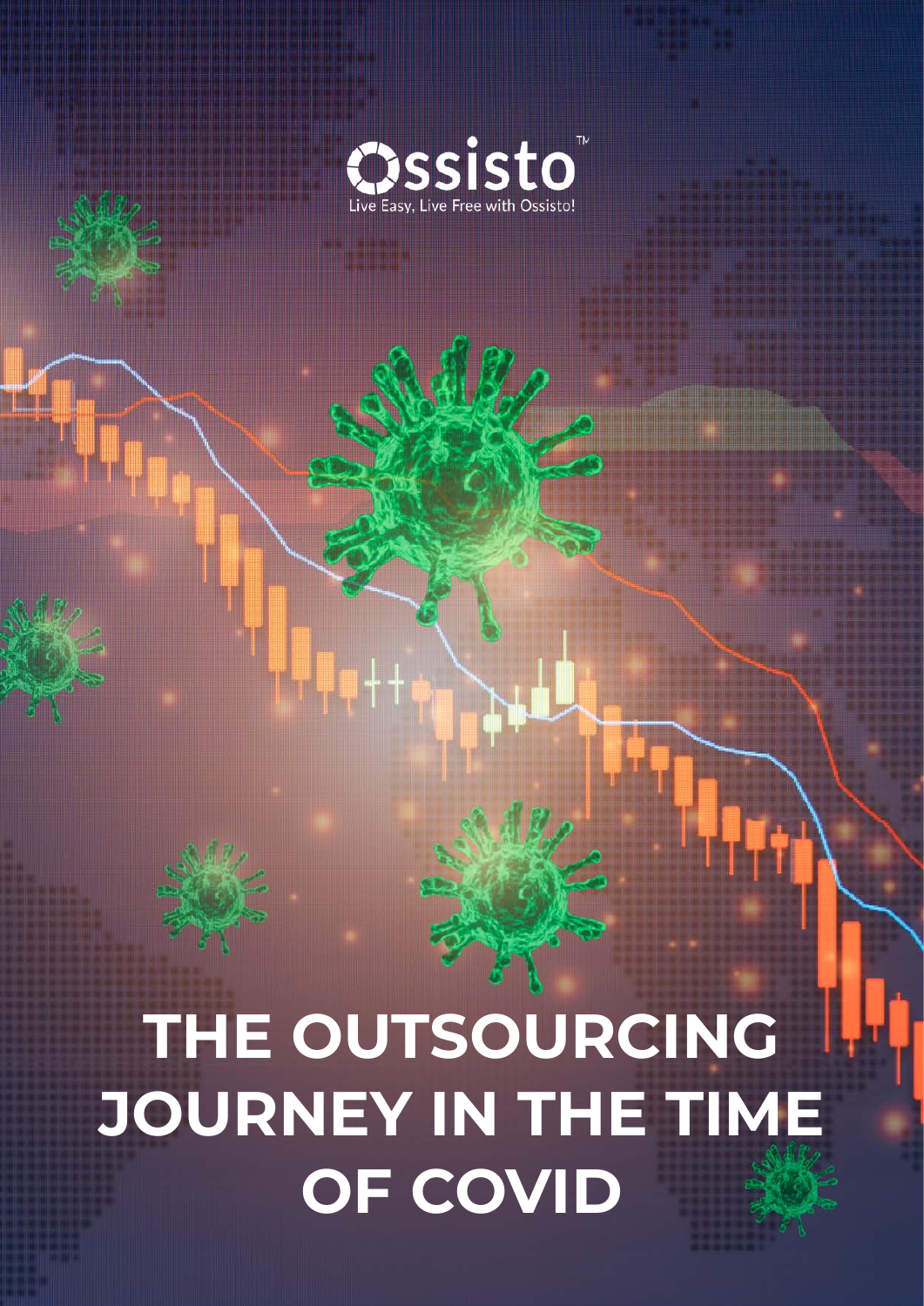Ossisto™

Live Easy, Live Free with Ossisto!

# THE OUTSOURCING JOURNEY IN THE TIME OF COVID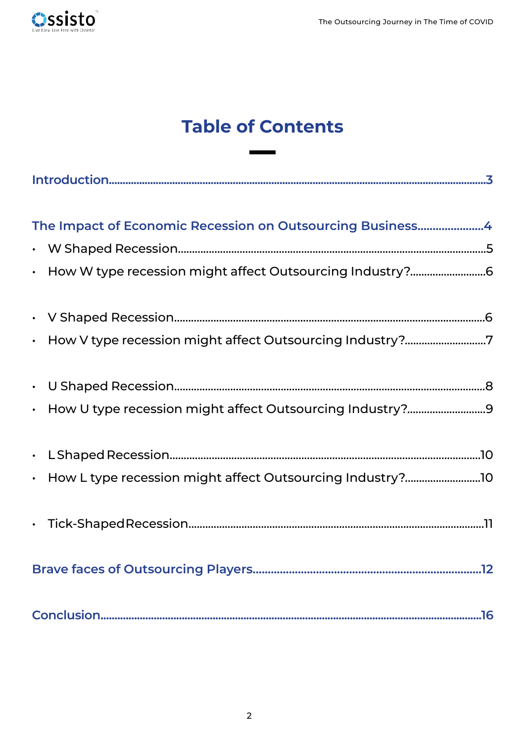# Table of Contents

**Introduction**......................................................................3

**The Impact of Economic Recession on Outsourcing Business**......................4

- W Shaped Recession......................................................................5
- How W type recession might affect Outsourcing Industry?..........................6

- V Shaped Recession......................................................................6
- How V type recession might affect Outsourcing Industry?..........................7

- U Shaped Recession......................................................................8
- How U type recession might affect Outsourcing Industry?..........................9

- L Shaped Recession......................................................................10
- How L type recession might affect Outsourcing Industry?..........................10

- Tick-Shaped Recession......................................................................11

**Brave faces of Outsourcing Players**......................................................................12

**Conclusion**......................................................................16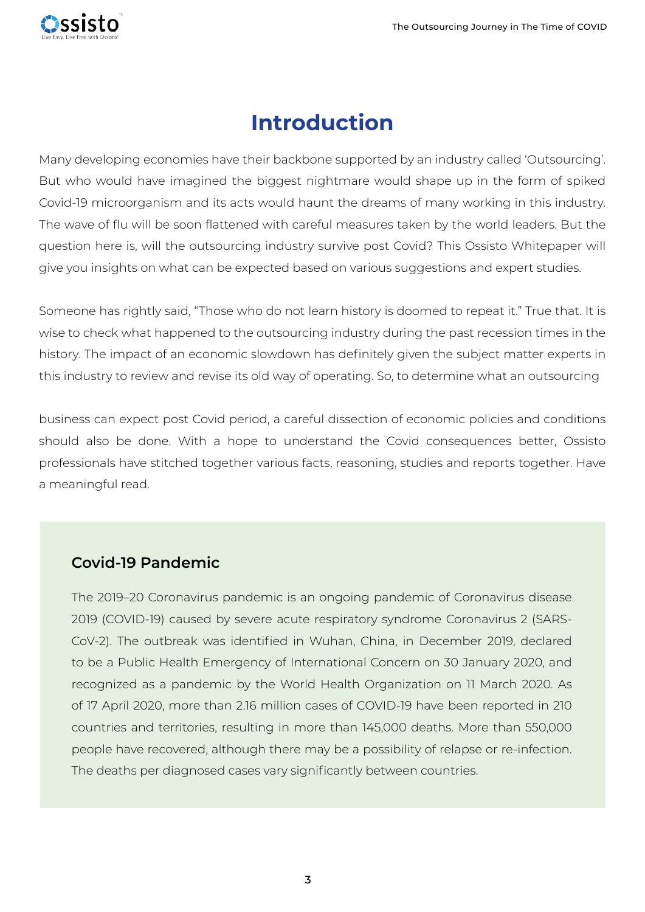# Introduction

Many developing economies have their backbone supported by an industry called 'Outsourcing'. But who would have imagined the biggest nightmare would shape up in the form of spiked Covid-19 microorganism and its acts would haunt the dreams of many working in this industry. The wave of flu will be soon flattened with careful measures taken by the world leaders. But the question here is, will the outsourcing industry survive post Covid? This Ossisto Whitepaper will give you insights on what can be expected based on various suggestions and expert studies.

Someone has rightly said, "Those who do not learn history is doomed to repeat it." True that. It is wise to check what happened to the outsourcing industry during the past recession times in the history. The impact of an economic slowdown has definitely given the subject matter experts in this industry to review and revise its old way of operating. So, to determine what an outsourcing business can expect post Covid period, a careful dissection of economic policies and conditions should also be done. With a hope to understand the Covid consequences better, Ossisto professionals have stitched together various facts, reasoning, studies and reports together. Have a meaningful read.

## Covid-19 Pandemic

The 2019–20 Coronavirus pandemic is an ongoing pandemic of Coronavirus disease 2019 (COVID-19) caused by severe acute respiratory syndrome Coronavirus 2 (SARS-CoV-2). The outbreak was identified in Wuhan, China, in December 2019, declared to be a Public Health Emergency of International Concern on 30 January 2020, and recognized as a pandemic by the World Health Organization on 11 March 2020. As of 17 April 2020, more than 2.16 million cases of COVID-19 have been reported in 210 countries and territories, resulting in more than 145,000 deaths. More than 550,000 people have recovered, although there may be a possibility of relapse or re-infection. The deaths per diagnosed cases vary significantly between countries.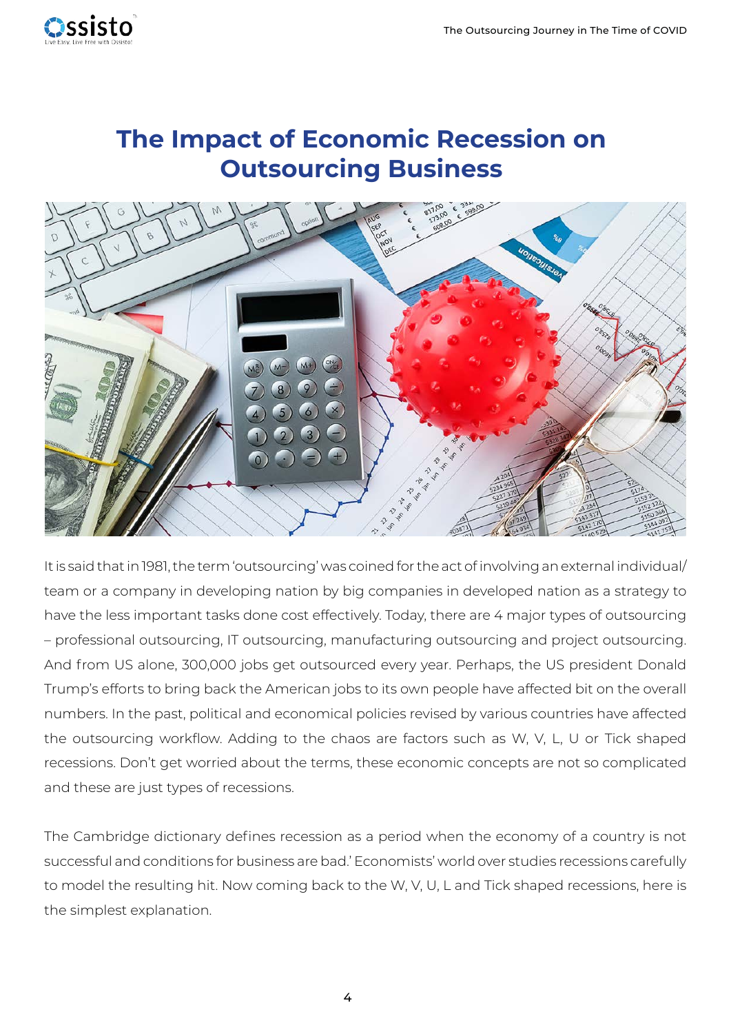# The Impact of Economic Recession on Outsourcing Business

It is said that in 1981, the term 'outsourcing' was coined for the act of involving an external individual/ team or a company in developing nation by big companies in developed nation as a strategy to have the less important tasks done cost effectively. Today, there are 4 major types of outsourcing – professional outsourcing, IT outsourcing, manufacturing outsourcing and project outsourcing. And from US alone, 300,000 jobs get outsourced every year. Perhaps, the US president Donald Trump's efforts to bring back the American jobs to its own people have affected bit on the overall numbers. In the past, political and economical policies revised by various countries have affected the outsourcing workflow. Adding to the chaos are factors such as W, V, L, U or Tick shaped recessions. Don't get worried about the terms, these economic concepts are not so complicated and these are just types of recessions.

The Cambridge dictionary defines recession as a period when the economy of a country is not successful and conditions for business are bad.' Economists' world over studies recessions carefully to model the resulting hit. Now coming back to the W, V, U, L and Tick shaped recessions, here is the simplest explanation.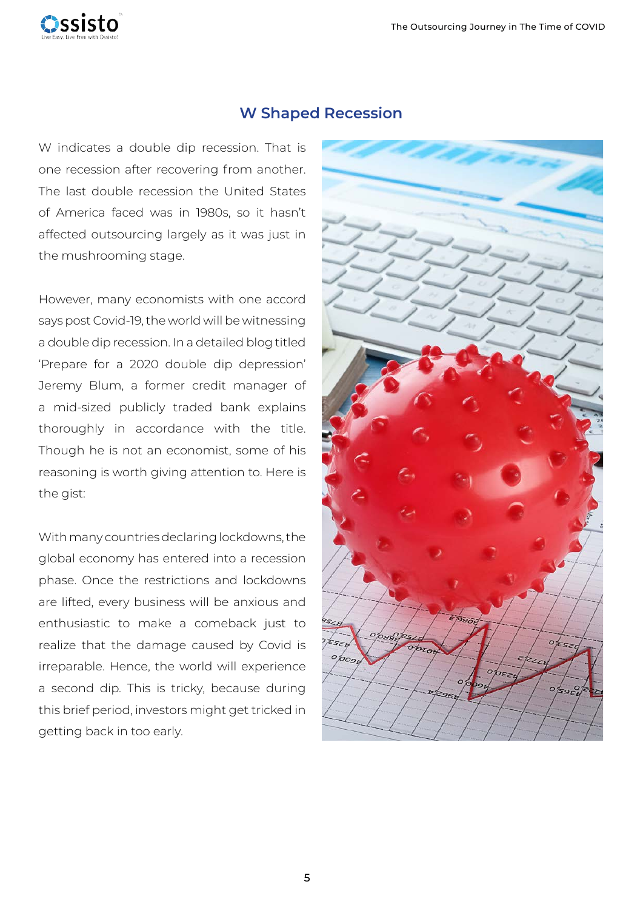## W Shaped Recession

W indicates a double dip recession. That is one recession after recovering from another. The last double recession the United States of America faced was in 1980s, so it hasn't affected outsourcing largely as it was just in the mushrooming stage.

However, many economists with one accord says post Covid-19, the world will be witnessing a double dip recession. In a detailed blog titled 'Prepare for a 2020 double dip depression' Jeremy Blum, a former credit manager of a mid-sized publicly traded bank explains thoroughly in accordance with the title. Though he is not an economist, some of his reasoning is worth giving attention to. Here is the gist:

With many countries declaring lockdowns, the global economy has entered into a recession phase. Once the restrictions and lockdowns are lifted, every business will be anxious and enthusiastic to make a comeback just to realize that the damage caused by Covid is irreparable. Hence, the world will experience a second dip. This is tricky, because during this brief period, investors might get tricked in getting back in too early.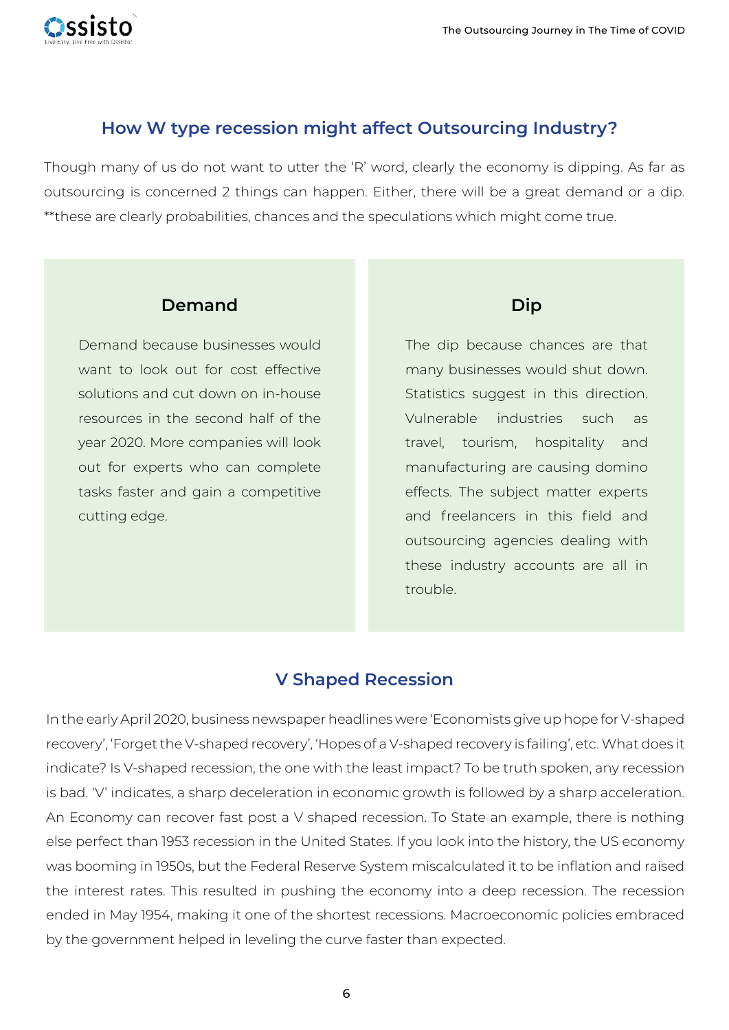## How W type recession might affect Outsourcing Industry?

Though many of us do not want to utter the 'R' word, clearly the economy is dipping. As far as outsourcing is concerned 2 things can happen. Either, there will be a great demand or a dip. **these are clearly probabilities, chances and the speculations which might come true.

### Demand

Demand because businesses would want to look out for cost effective solutions and cut down on in-house resources in the second half of the year 2020. More companies will look out for experts who can complete tasks faster and gain a competitive cutting edge.

### Dip

The dip because chances are that many businesses would shut down. Statistics suggest in this direction. Vulnerable industries such as travel, tourism, hospitality and manufacturing are causing domino effects. The subject matter experts and freelancers in this field and outsourcing agencies dealing with these industry accounts are all in trouble.

## V Shaped Recession

In the early April 2020, business newspaper headlines were 'Economists give up hope for V-shaped recovery', 'Forget the V-shaped recovery', 'Hopes of a V-shaped recovery is failing', etc. What does it indicate? Is V-shaped recession, the one with the least impact? To be truth spoken, any recession is bad. 'V' indicates, a sharp deceleration in economic growth is followed by a sharp acceleration. An Economy can recover fast post a V shaped recession. To State an example, there is nothing else perfect than 1953 recession in the United States. If you look into the history, the US economy was booming in 1950s, but the Federal Reserve System miscalculated it to be inflation and raised the interest rates. This resulted in pushing the economy into a deep recession. The recession ended in May 1954, making it one of the shortest recessions. Macroeconomic policies embraced by the government helped in leveling the curve faster than expected.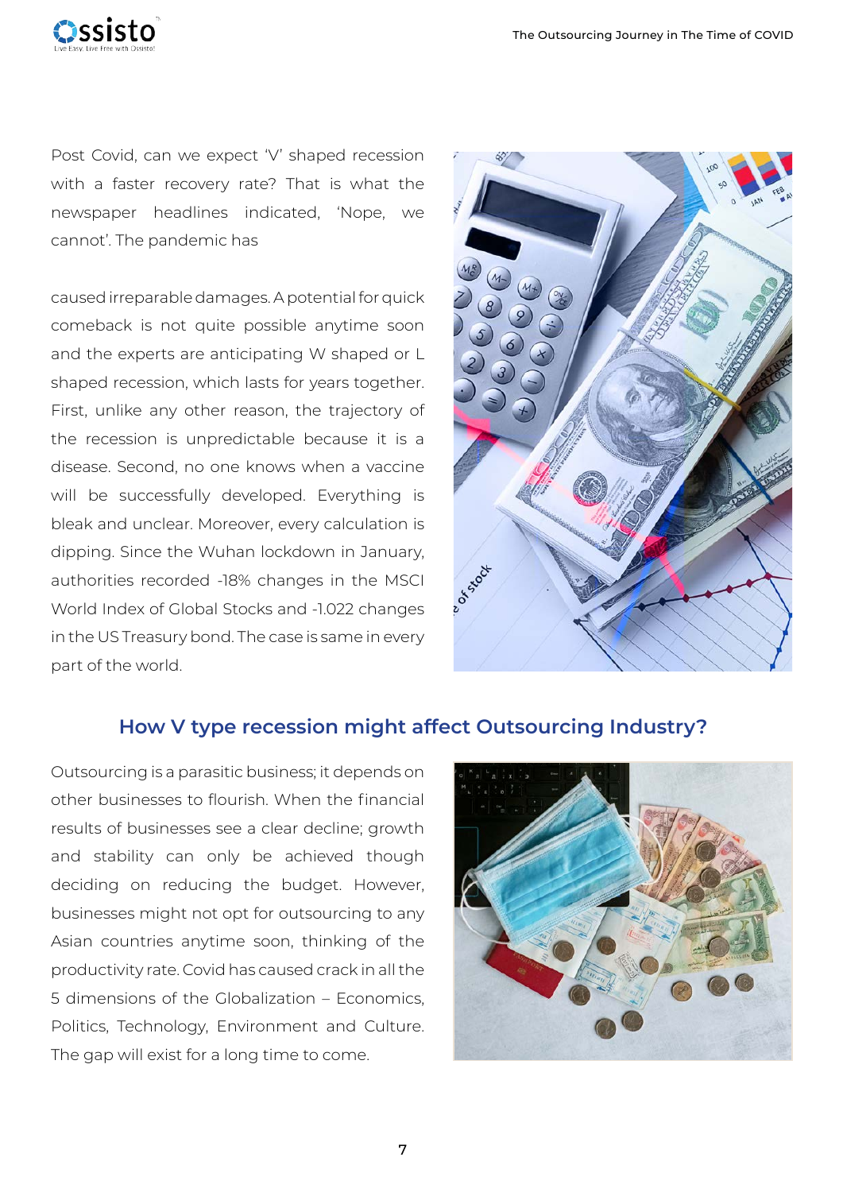Post Covid, can we expect 'V' shaped recession with a faster recovery rate? That is what the newspaper headlines indicated, 'Nope, we cannot'. The pandemic has

caused irreparable damages. A potential for quick comeback is not quite possible anytime soon and the experts are anticipating W shaped or L shaped recession, which lasts for years together. First, unlike any other reason, the trajectory of the recession is unpredictable because it is a disease. Second, no one knows when a vaccine will be successfully developed. Everything is bleak and unclear. Moreover, every calculation is dipping. Since the Wuhan lockdown in January, authorities recorded -18% changes in the MSCI World Index of Global Stocks and -1.022 changes in the US Treasury bond. The case is same in every part of the world.

## How V type recession might affect Outsourcing Industry?

Outsourcing is a parasitic business; it depends on other businesses to flourish. When the financial results of businesses see a clear decline; growth and stability can only be achieved though deciding on reducing the budget. However, businesses might not opt for outsourcing to any Asian countries anytime soon, thinking of the productivity rate. Covid has caused crack in all the 5 dimensions of the Globalization – Economics, Politics, Technology, Environment and Culture. The gap will exist for a long time to come.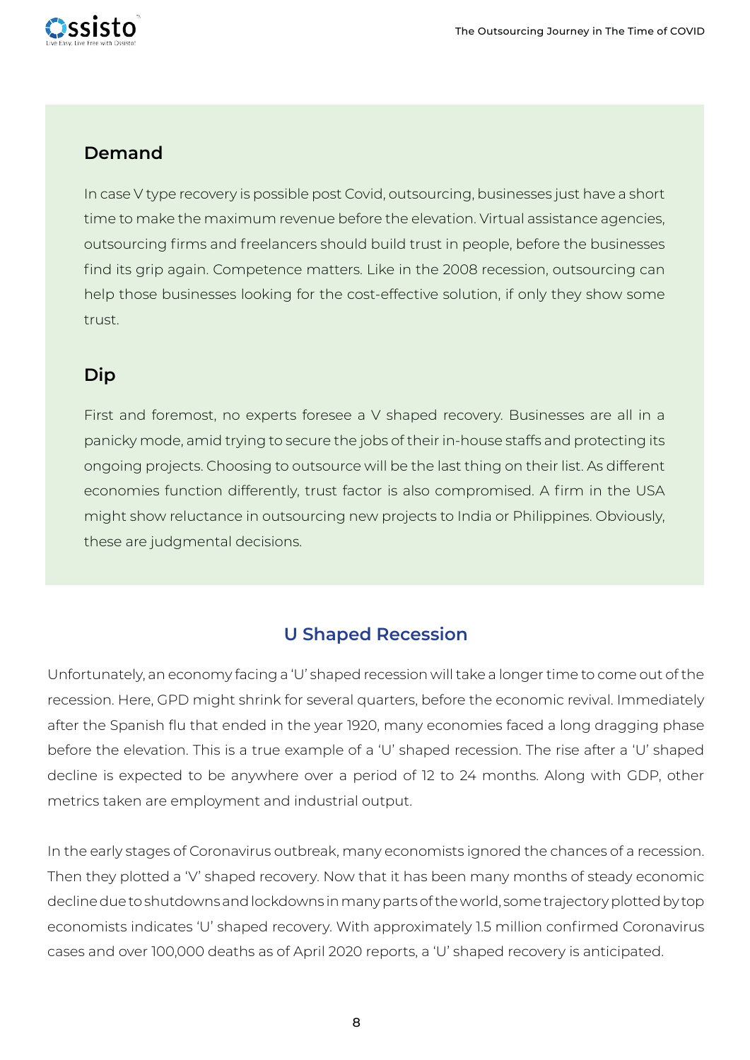### Demand

In case V type recovery is possible post Covid, outsourcing, businesses just have a short time to make the maximum revenue before the elevation. Virtual assistance agencies, outsourcing firms and freelancers should build trust in people, before the businesses find its grip again. Competence matters. Like in the 2008 recession, outsourcing can help those businesses looking for the cost-effective solution, if only they show some trust.

### Dip

First and foremost, no experts foresee a V shaped recovery. Businesses are all in a panicky mode, amid trying to secure the jobs of their in-house staffs and protecting its ongoing projects. Choosing to outsource will be the last thing on their list. As different economies function differently, trust factor is also compromised. A firm in the USA might show reluctance in outsourcing new projects to India or Philippines. Obviously, these are judgmental decisions.

## U Shaped Recession

Unfortunately, an economy facing a 'U' shaped recession will take a longer time to come out of the recession. Here, GPD might shrink for several quarters, before the economic revival. Immediately after the Spanish flu that ended in the year 1920, many economies faced a long dragging phase before the elevation. This is a true example of a 'U' shaped recession. The rise after a 'U' shaped decline is expected to be anywhere over a period of 12 to 24 months. Along with GDP, other metrics taken are employment and industrial output.

In the early stages of Coronavirus outbreak, many economists ignored the chances of a recession. Then they plotted a 'V' shaped recovery. Now that it has been many months of steady economic decline due to shutdowns and lockdowns in many parts of the world, some trajectory plotted by top economists indicates 'U' shaped recovery. With approximately 1.5 million confirmed Coronavirus cases and over 100,000 deaths as of April 2020 reports, a 'U' shaped recovery is anticipated.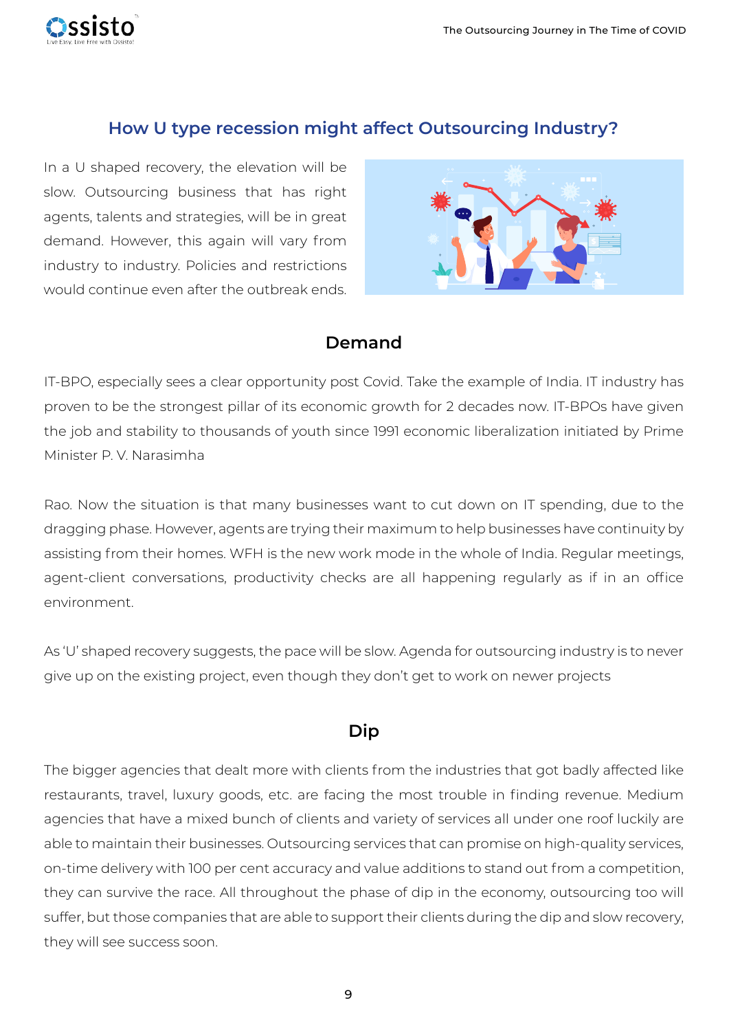## How U type recession might affect Outsourcing Industry?

In a U shaped recovery, the elevation will be slow. Outsourcing business that has right agents, talents and strategies, will be in great demand. However, this again will vary from industry to industry. Policies and restrictions would continue even after the outbreak ends.

### Demand

IT-BPO, especially sees a clear opportunity post Covid. Take the example of India. IT industry has proven to be the strongest pillar of its economic growth for 2 decades now. IT-BPOs have given the job and stability to thousands of youth since 1991 economic liberalization initiated by Prime Minister P. V. Narasimha

Rao. Now the situation is that many businesses want to cut down on IT spending, due to the dragging phase. However, agents are trying their maximum to help businesses have continuity by assisting from their homes. WFH is the new work mode in the whole of India. Regular meetings, agent-client conversations, productivity checks are all happening regularly as if in an office environment.

As 'U' shaped recovery suggests, the pace will be slow. Agenda for outsourcing industry is to never give up on the existing project, even though they don't get to work on newer projects

### Dip

The bigger agencies that dealt more with clients from the industries that got badly affected like restaurants, travel, luxury goods, etc. are facing the most trouble in finding revenue. Medium agencies that have a mixed bunch of clients and variety of services all under one roof luckily are able to maintain their businesses. Outsourcing services that can promise on high-quality services, on-time delivery with 100 per cent accuracy and value additions to stand out from a competition, they can survive the race. All throughout the phase of dip in the economy, outsourcing too will suffer, but those companies that are able to support their clients during the dip and slow recovery, they will see success soon.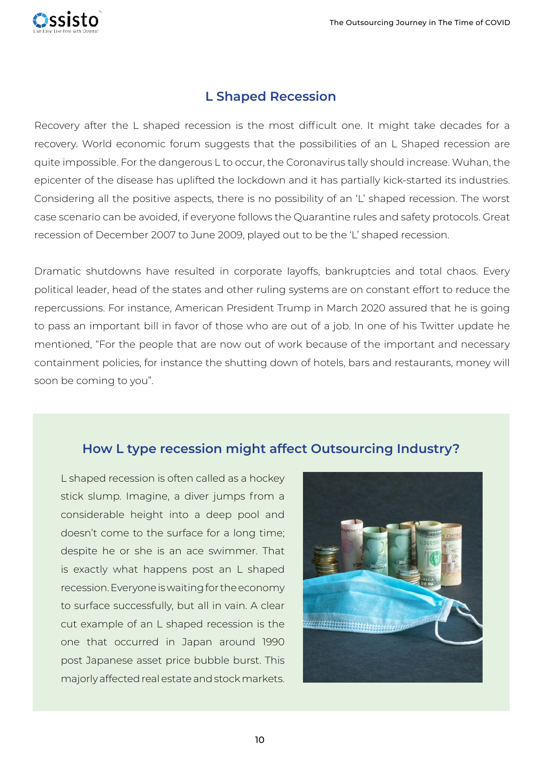## L Shaped Recession

Recovery after the L shaped recession is the most difficult one. It might take decades for a recovery. World economic forum suggests that the possibilities of an L Shaped recession are quite impossible. For the dangerous L to occur, the Coronavirus tally should increase. Wuhan, the epicenter of the disease has uplifted the lockdown and it has partially kick-started its industries. Considering all the positive aspects, there is no possibility of an 'L' shaped recession. The worst case scenario can be avoided, if everyone follows the Quarantine rules and safety protocols. Great recession of December 2007 to June 2009, played out to be the 'L' shaped recession.

Dramatic shutdowns have resulted in corporate layoffs, bankruptcies and total chaos. Every political leader, head of the states and other ruling systems are on constant effort to reduce the repercussions. For instance, American President Trump in March 2020 assured that he is going to pass an important bill in favor of those who are out of a job. In one of his Twitter update he mentioned, "For the people that are now out of work because of the important and necessary containment policies, for instance the shutting down of hotels, bars and restaurants, money will soon be coming to you".

### How L type recession might affect Outsourcing Industry?

L shaped recession is often called as a hockey stick slump. Imagine, a diver jumps from a considerable height into a deep pool and doesn't come to the surface for a long time; despite he or she is an ace swimmer. That is exactly what happens post an L shaped recession. Everyone is waiting for the economy to surface successfully, but all in vain. A clear cut example of an L shaped recession is the one that occurred in Japan around 1990 post Japanese asset price bubble burst. This majorly affected real estate and stock markets.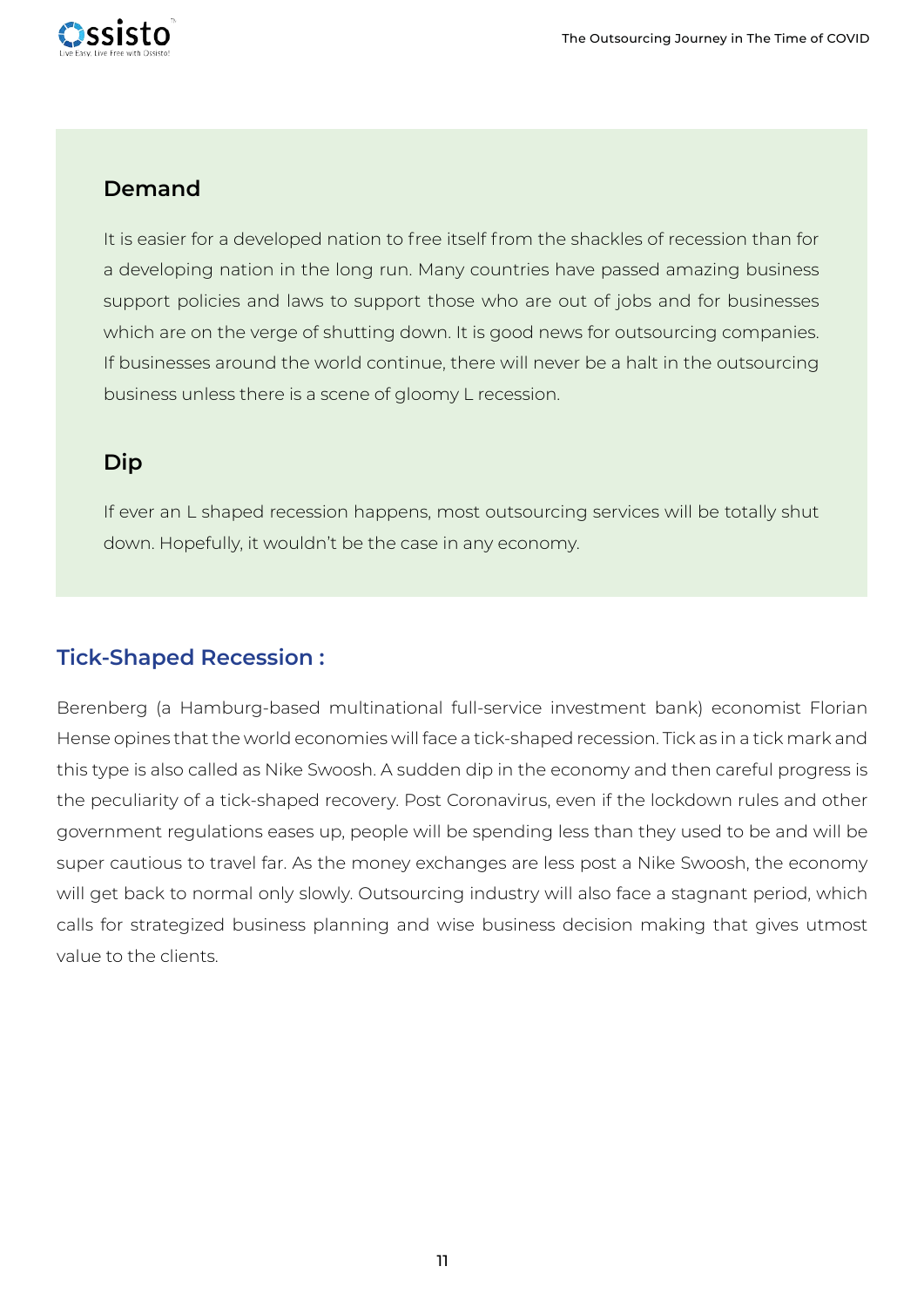### Demand

It is easier for a developed nation to free itself from the shackles of recession than for a developing nation in the long run. Many countries have passed amazing business support policies and laws to support those who are out of jobs and for businesses which are on the verge of shutting down. It is good news for outsourcing companies. If businesses around the world continue, there will never be a halt in the outsourcing business unless there is a scene of gloomy L recession.

### Dip

If ever an L shaped recession happens, most outsourcing services will be totally shut down. Hopefully, it wouldn't be the case in any economy.

## Tick-Shaped Recession :

Berenberg (a Hamburg-based multinational full-service investment bank) economist Florian Hense opines that the world economies will face a tick-shaped recession. Tick as in a tick mark and this type is also called as Nike Swoosh. A sudden dip in the economy and then careful progress is the peculiarity of a tick-shaped recovery. Post Coronavirus, even if the lockdown rules and other government regulations eases up, people will be spending less than they used to be and will be super cautious to travel far. As the money exchanges are less post a Nike Swoosh, the economy will get back to normal only slowly. Outsourcing industry will also face a stagnant period, which calls for strategized business planning and wise business decision making that gives utmost value to the clients.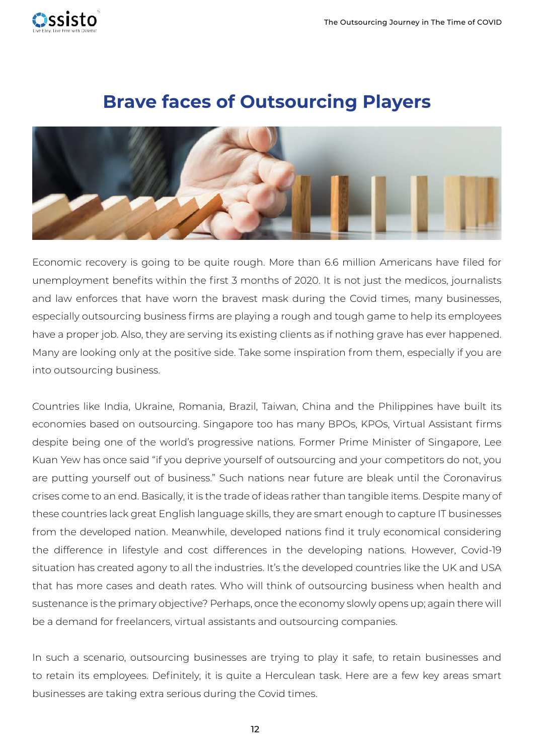# Brave faces of Outsourcing Players

Economic recovery is going to be quite rough. More than 6.6 million Americans have filed for unemployment benefits within the first 3 months of 2020. It is not just the medicos, journalists and law enforces that have worn the bravest mask during the Covid times, many businesses, especially outsourcing business firms are playing a rough and tough game to help its employees have a proper job. Also, they are serving its existing clients as if nothing grave has ever happened. Many are looking only at the positive side. Take some inspiration from them, especially if you are into outsourcing business.

Countries like India, Ukraine, Romania, Brazil, Taiwan, China and the Philippines have built its economies based on outsourcing. Singapore too has many BPOs, KPOs, Virtual Assistant firms despite being one of the world's progressive nations. Former Prime Minister of Singapore, Lee Kuan Yew has once said "if you deprive yourself of outsourcing and your competitors do not, you are putting yourself out of business." Such nations near future are bleak until the Coronavirus crises come to an end. Basically, it is the trade of ideas rather than tangible items. Despite many of these countries lack great English language skills, they are smart enough to capture IT businesses from the developed nation. Meanwhile, developed nations find it truly economical considering the difference in lifestyle and cost differences in the developing nations. However, Covid-19 situation has created agony to all the industries. It's the developed countries like the UK and USA that has more cases and death rates. Who will think of outsourcing business when health and sustenance is the primary objective? Perhaps, once the economy slowly opens up; again there will be a demand for freelancers, virtual assistants and outsourcing companies.

In such a scenario, outsourcing businesses are trying to play it safe, to retain businesses and to retain its employees. Definitely, it is quite a Herculean task. Here are a few key areas smart businesses are taking extra serious during the Covid times.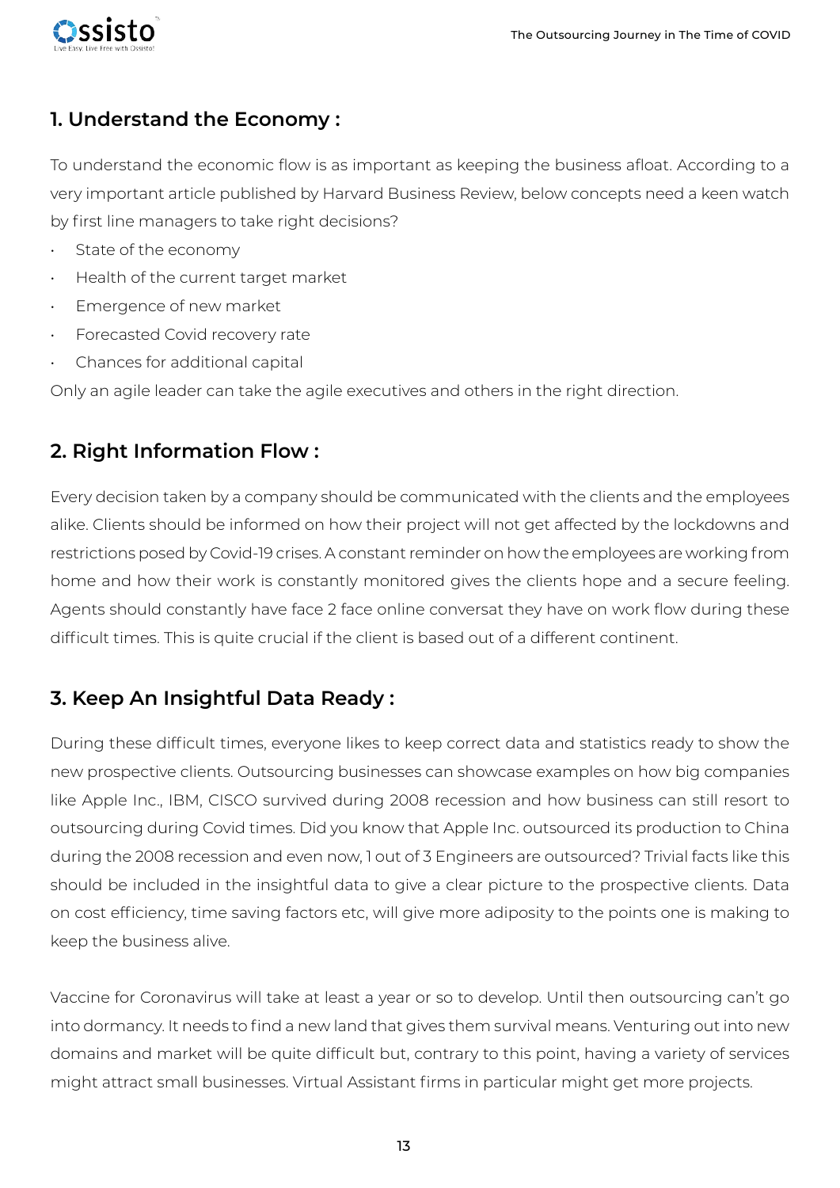## 1. Understand the Economy :

To understand the economic flow is as important as keeping the business afloat. According to a very important article published by Harvard Business Review, below concepts need a keen watch by first line managers to take right decisions?

- State of the economy
- Health of the current target market
- Emergence of new market
- Forecasted Covid recovery rate
- Chances for additional capital

Only an agile leader can take the agile executives and others in the right direction.

## 2. Right Information Flow :

Every decision taken by a company should be communicated with the clients and the employees alike. Clients should be informed on how their project will not get affected by the lockdowns and restrictions posed by Covid-19 crises. A constant reminder on how the employees are working from home and how their work is constantly monitored gives the clients hope and a secure feeling. Agents should constantly have face 2 face online conversat they have on work flow during these difficult times. This is quite crucial if the client is based out of a different continent.

## 3. Keep An Insightful Data Ready :

During these difficult times, everyone likes to keep correct data and statistics ready to show the new prospective clients. Outsourcing businesses can showcase examples on how big companies like Apple Inc., IBM, CISCO survived during 2008 recession and how business can still resort to outsourcing during Covid times. Did you know that Apple Inc. outsourced its production to China during the 2008 recession and even now, 1 out of 3 Engineers are outsourced? Trivial facts like this should be included in the insightful data to give a clear picture to the prospective clients. Data on cost efficiency, time saving factors etc, will give more adiposity to the points one is making to keep the business alive.

Vaccine for Coronavirus will take at least a year or so to develop. Until then outsourcing can't go into dormancy. It needs to find a new land that gives them survival means. Venturing out into new domains and market will be quite difficult but, contrary to this point, having a variety of services might attract small businesses. Virtual Assistant firms in particular might get more projects.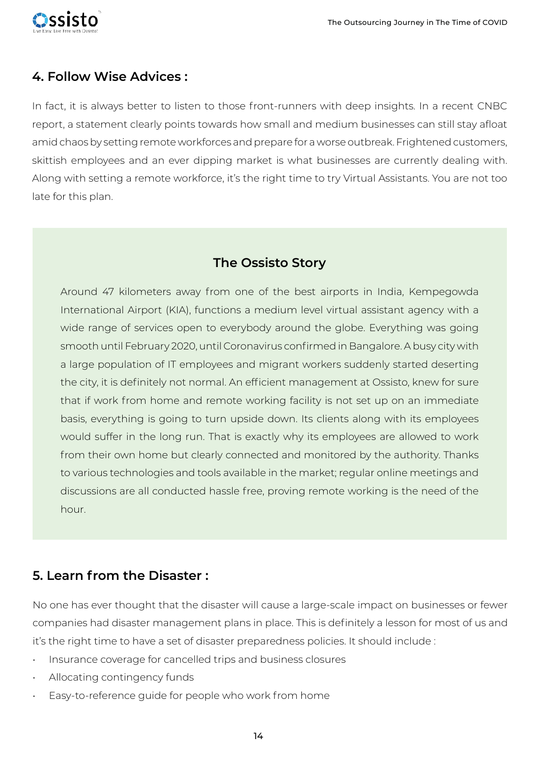## 4. Follow Wise Advices :

In fact, it is always better to listen to those front-runners with deep insights. In a recent CNBC report, a statement clearly points towards how small and medium businesses can still stay afloat amid chaos by setting remote workforces and prepare for a worse outbreak. Frightened customers, skittish employees and an ever dipping market is what businesses are currently dealing with. Along with setting a remote workforce, it's the right time to try Virtual Assistants. You are not too late for this plan.

### The Ossisto Story

Around 47 kilometers away from one of the best airports in India, Kempegowda International Airport (KIA), functions a medium level virtual assistant agency with a wide range of services open to everybody around the globe. Everything was going smooth until February 2020, until Coronavirus confirmed in Bangalore. A busy city with a large population of IT employees and migrant workers suddenly started deserting the city, it is definitely not normal. An efficient management at Ossisto, knew for sure that if work from home and remote working facility is not set up on an immediate basis, everything is going to turn upside down. Its clients along with its employees would suffer in the long run. That is exactly why its employees are allowed to work from their own home but clearly connected and monitored by the authority. Thanks to various technologies and tools available in the market; regular online meetings and discussions are all conducted hassle free, proving remote working is the need of the hour.

## 5. Learn from the Disaster :

No one has ever thought that the disaster will cause a large-scale impact on businesses or fewer companies had disaster management plans in place. This is definitely a lesson for most of us and it's the right time to have a set of disaster preparedness policies. It should include :

- Insurance coverage for cancelled trips and business closures
- Allocating contingency funds
- Easy-to-reference guide for people who work from home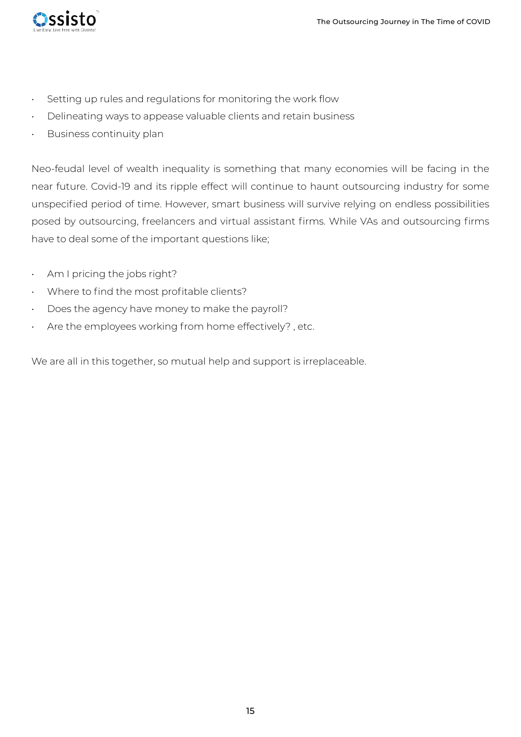- Setting up rules and regulations for monitoring the work flow
- Delineating ways to appease valuable clients and retain business
- Business continuity plan

Neo-feudal level of wealth inequality is something that many economies will be facing in the near future. Covid-19 and its ripple effect will continue to haunt outsourcing industry for some unspecified period of time. However, smart business will survive relying on endless possibilities posed by outsourcing, freelancers and virtual assistant firms. While VAs and outsourcing firms have to deal some of the important questions like;

- Am I pricing the jobs right?
- Where to find the most profitable clients?
- Does the agency have money to make the payroll?
- Are the employees working from home effectively? , etc.

We are all in this together, so mutual help and support is irreplaceable.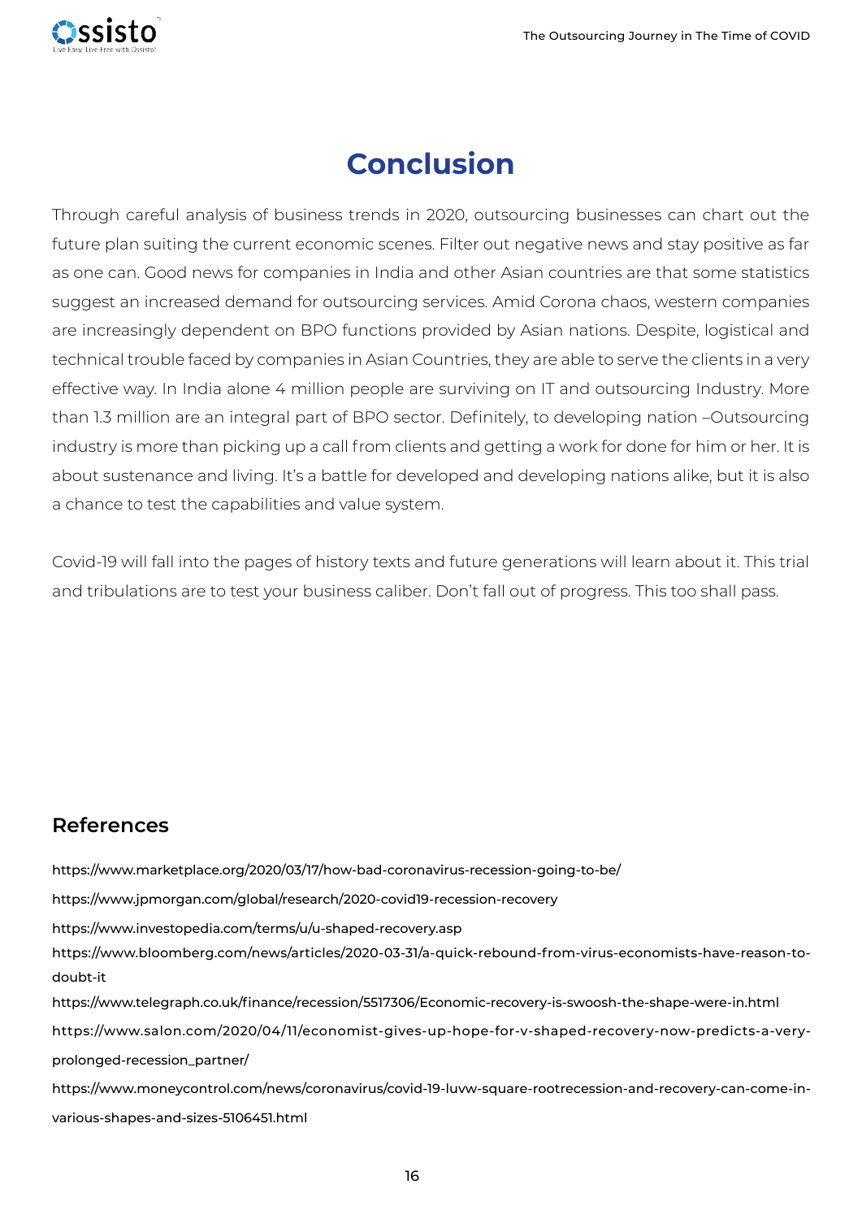# Conclusion

Through careful analysis of business trends in 2020, outsourcing businesses can chart out the future plan suiting the current economic scenes. Filter out negative news and stay positive as far as one can. Good news for companies in India and other Asian countries are that some statistics suggest an increased demand for outsourcing services. Amid Corona chaos, western companies are increasingly dependent on BPO functions provided by Asian nations. Despite, logistical and technical trouble faced by companies in Asian Countries, they are able to serve the clients in a very effective way. In India alone 4 million people are surviving on IT and outsourcing Industry. More than 1.3 million are an integral part of BPO sector. Definitely, to developing nation –Outsourcing industry is more than picking up a call from clients and getting a work for done for him or her. It is about sustenance and living. It's a battle for developed and developing nations alike, but it is also a chance to test the capabilities and value system.

Covid-19 will fall into the pages of history texts and future generations will learn about it. This trial and tribulations are to test your business caliber. Don't fall out of progress. This too shall pass.

## References

https://www.marketplace.org/2020/03/17/how-bad-coronavirus-recession-going-to-be/

https://www.jpmorgan.com/global/research/2020-covid19-recession-recovery

https://www.investopedia.com/terms/u/u-shaped-recovery.asp

https://www.bloomberg.com/news/articles/2020-03-31/a-quick-rebound-from-virus-economists-have-reason-to-doubt-it

https://www.telegraph.co.uk/finance/recession/5517306/Economic-recovery-is-swoosh-the-shape-were-in.html

https://www.salon.com/2020/04/11/economist-gives-up-hope-for-v-shaped-recovery-now-predicts-a-very-prolonged-recession_partner/

https://www.moneycontrol.com/news/coronavirus/covid-19-luvw-square-rootrecession-and-recovery-can-come-in-various-shapes-and-sizes-5106451.html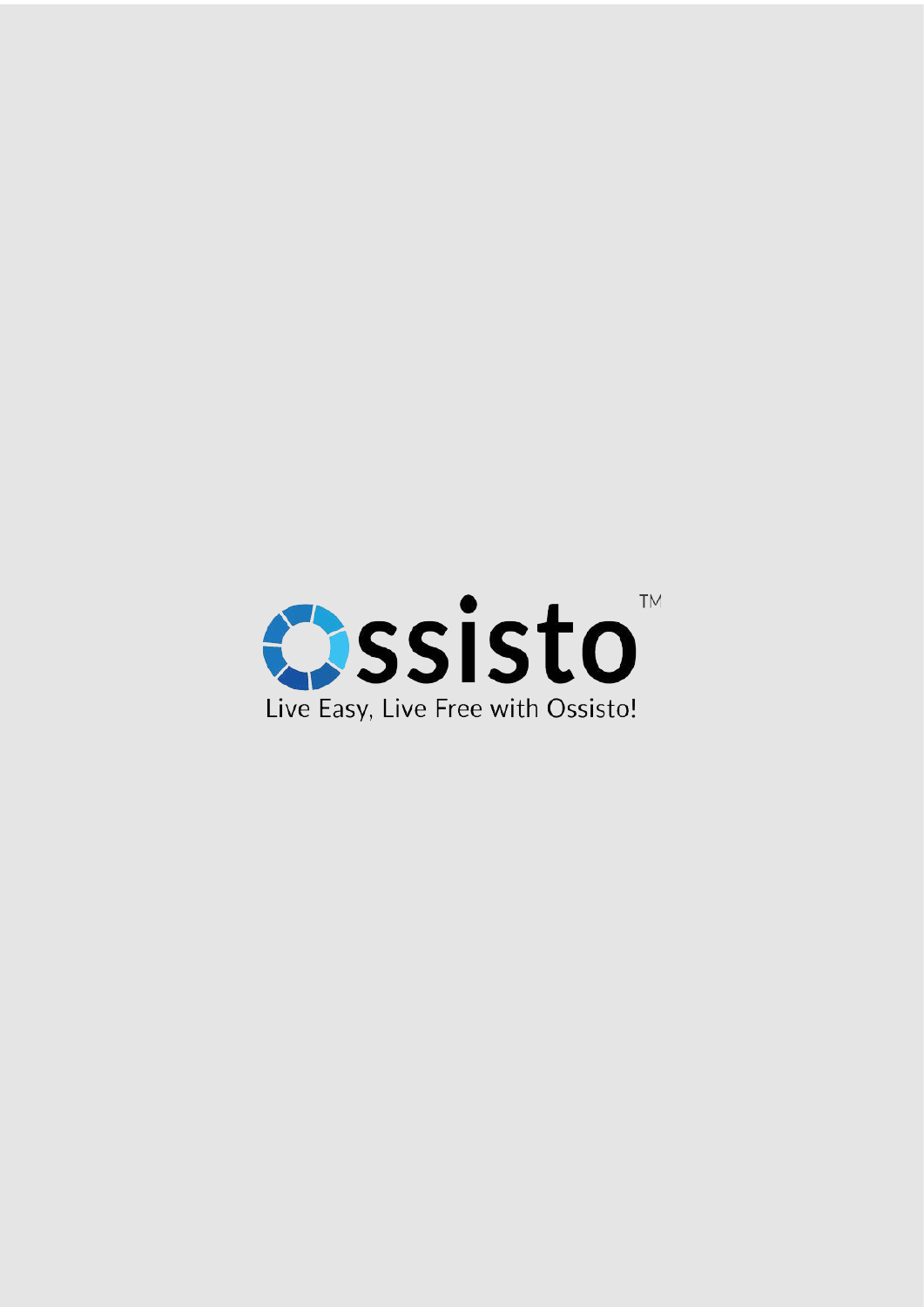Ossisto™

Live Easy, Live Free with Ossisto!